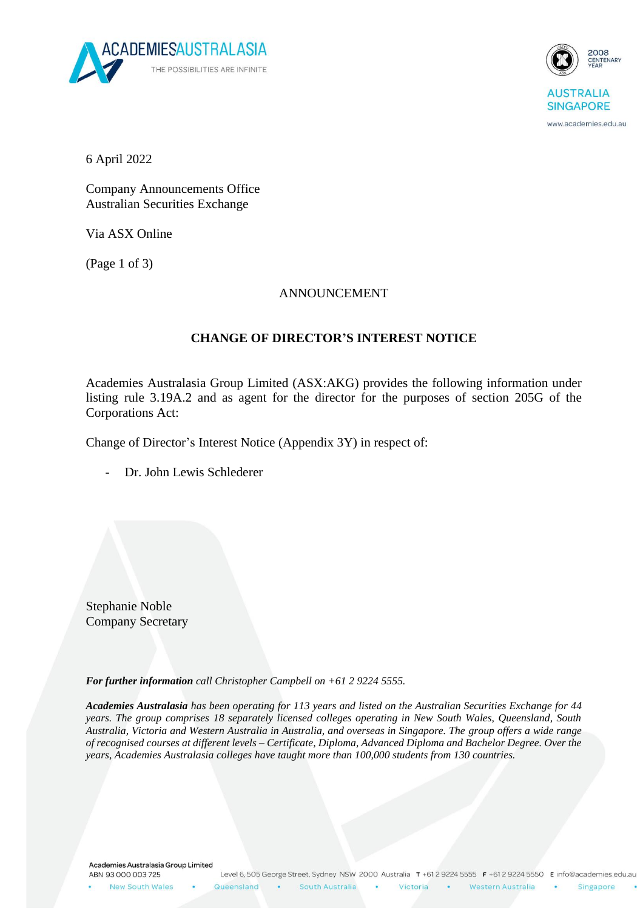6 April 2022

Company Announcements Office
Australian Securities Exchange

Via ASX Online

(Page 1 of 3)

ANNOUNCEMENT

## CHANGE OF DIRECTOR'S INTEREST NOTICE

Academies Australasia Group Limited (ASX:AKG) provides the following information under listing rule 3.19A.2 and as agent for the director for the purposes of section 205G of the Corporations Act:

Change of Director's Interest Notice (Appendix 3Y) in respect of:

- Dr. John Lewis Schlederer

Stephanie Noble
Company Secretary

***For further information*** *call Christopher Campbell on +61 2 9224 5555.*

***Academies Australasia*** *has been operating for 113 years and listed on the Australian Securities Exchange for 44 years. The group comprises 18 separately licensed colleges operating in New South Wales, Queensland, South Australia, Victoria and Western Australia in Australia, and overseas in Singapore. The group offers a wide range of recognised courses at different levels – Certificate, Diploma, Advanced Diploma and Bachelor Degree. Over the years, Academies Australasia colleges have taught more than 100,000 students from 130 countries.*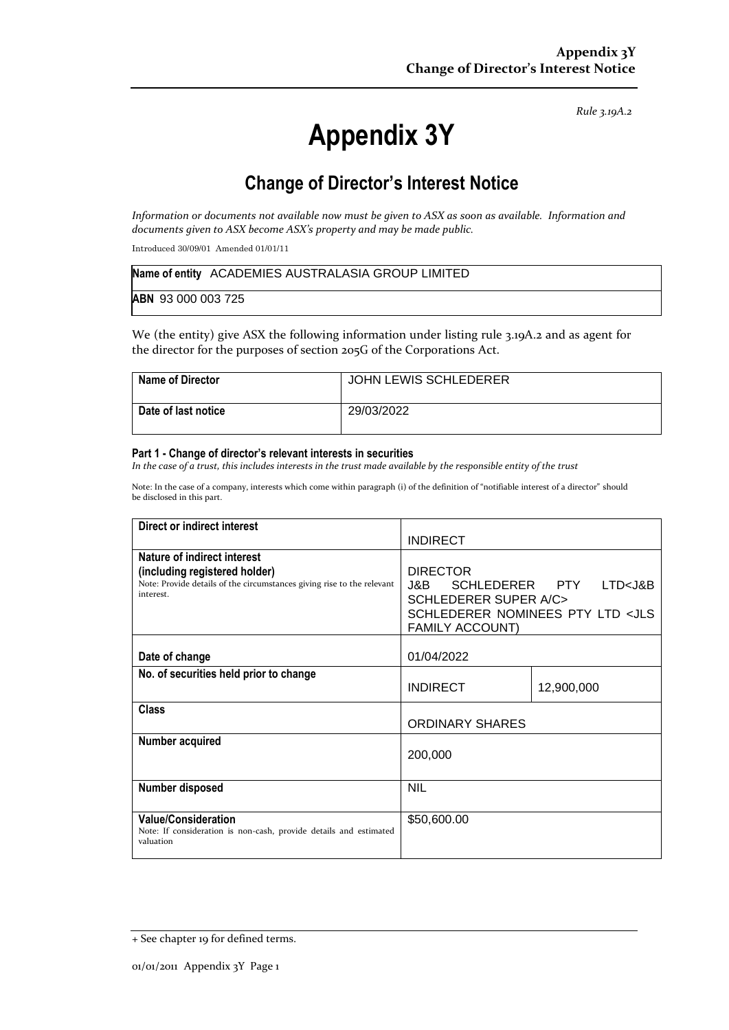*Rule 3.19A.2*

# Appendix 3Y

## Change of Director's Interest Notice

*Information or documents not available now must be given to ASX as soon as available. Information and documents given to ASX become ASX's property and may be made public.*

Introduced 30/09/01 Amended 01/01/11

| | |
|---|---|
| **Name of entity** ACADEMIES AUSTRALASIA GROUP LIMITED | |
| **ABN** 93 000 003 725 | |

We (the entity) give ASX the following information under listing rule 3.19A.2 and as agent for the director for the purposes of section 205G of the Corporations Act.

| | |
|---|---|
| **Name of Director** | JOHN LEWIS SCHLEDERER |
| **Date of last notice** | 29/03/2022 |

#### Part 1 - Change of director's relevant interests in securities

*In the case of a trust, this includes interests in the trust made available by the responsible entity of the trust*

Note: In the case of a company, interests which come within paragraph (i) of the definition of "notifiable interest of a director" should be disclosed in this part.

| | | |
|---|---|---|
| **Direct or indirect interest** | INDIRECT | |
| **Nature of indirect interest (including registered holder)**<br>Note: Provide details of the circumstances giving rise to the relevant interest. | DIRECTOR<br>J&B SCHLEDERER PTY LTD<J&B SCHLEDERER SUPER A/C><br>SCHLEDERER NOMINEES PTY LTD <JLS FAMILY ACCOUNT) | |
| **Date of change** | 01/04/2022 | |
| **No. of securities held prior to change** | INDIRECT | 12,900,000 |
| **Class** | ORDINARY SHARES | |
| **Number acquired** | 200,000 | |
| **Number disposed** | NIL | |
| **Value/Consideration**<br>Note: If consideration is non-cash, provide details and estimated valuation | $50,600.00 | |

+ See chapter 19 for defined terms.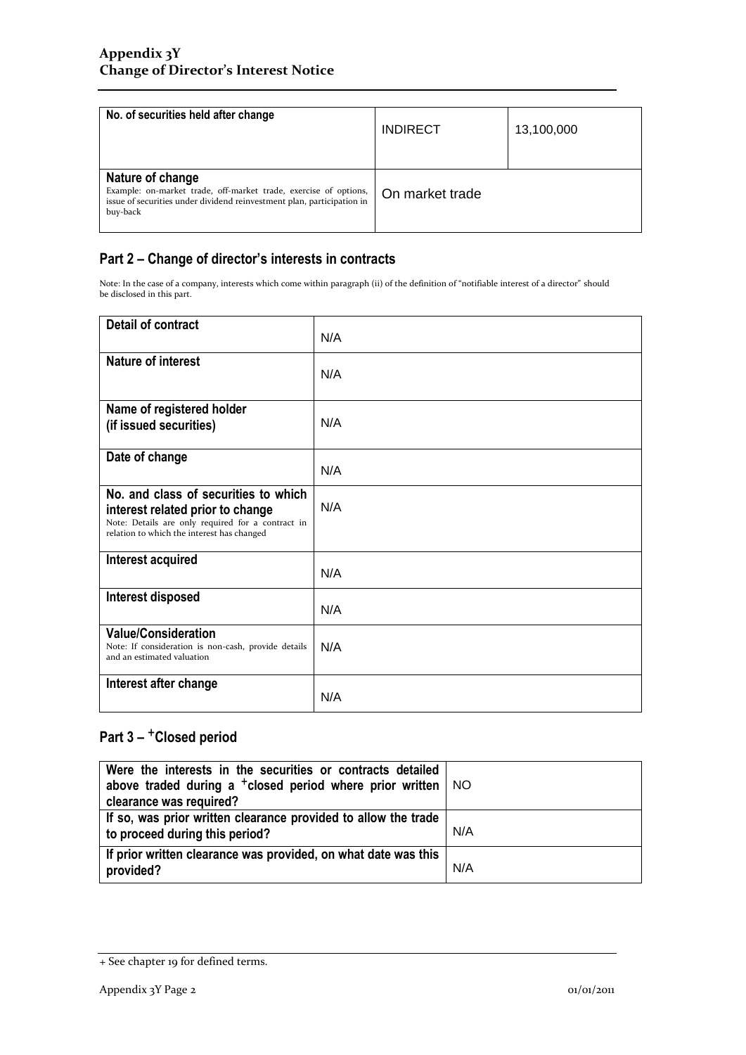| | | |
|---|---|---|
| **No. of securities held after change** | INDIRECT | 13,100,000 |
| **Nature of change**<br>Example: on-market trade, off-market trade, exercise of options, issue of securities under dividend reinvestment plan, participation in buy-back | On market trade | |

## Part 2 – Change of director's interests in contracts

Note: In the case of a company, interests which come within paragraph (ii) of the definition of "notifiable interest of a director" should be disclosed in this part.

| | |
|---|---|
| **Detail of contract** | N/A |
| **Nature of interest** | N/A |
| **Name of registered holder (if issued securities)** | N/A |
| **Date of change** | N/A |
| **No. and class of securities to which interest related prior to change**<br>Note: Details are only required for a contract in relation to which the interest has changed | N/A |
| **Interest acquired** | N/A |
| **Interest disposed** | N/A |
| **Value/Consideration**<br>Note: If consideration is non-cash, provide details and an estimated valuation | N/A |
| **Interest after change** | N/A |

## Part 3 – +Closed period

| | |
|---|---|
| **Were the interests in the securities or contracts detailed above traded during a +closed period where prior written clearance was required?** | NO |
| **If so, was prior written clearance provided to allow the trade to proceed during this period?** | N/A |
| **If prior written clearance was provided, on what date was this provided?** | N/A |

+ See chapter 19 for defined terms.